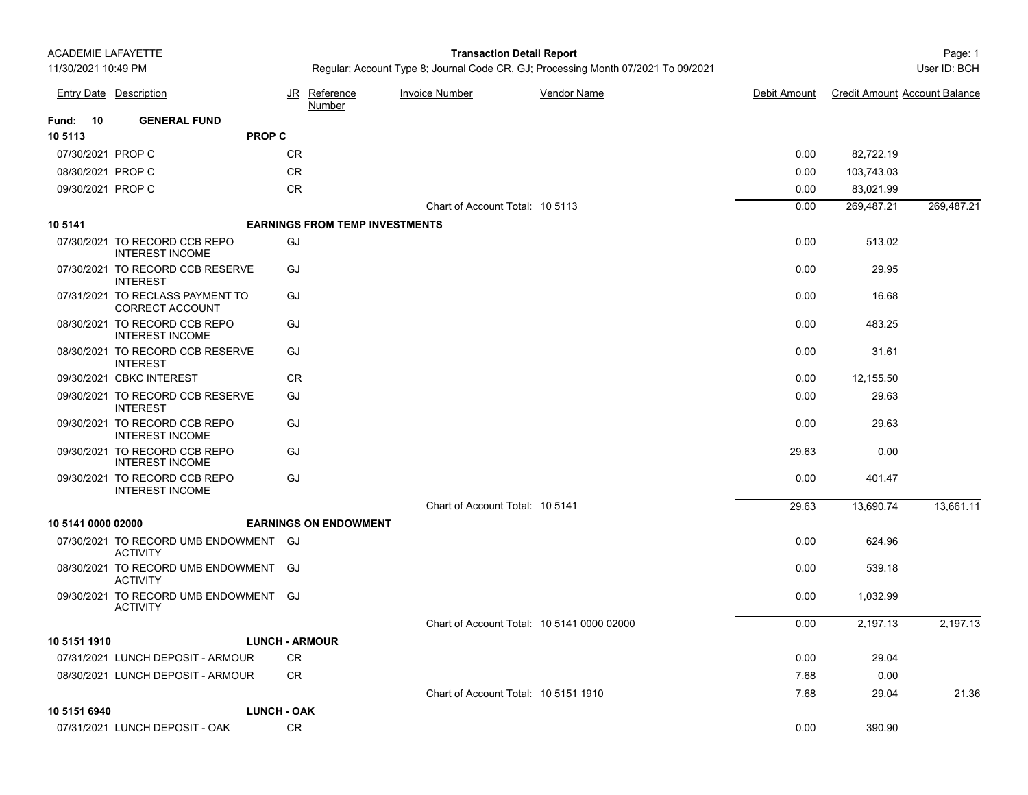ACADEMIE LAFAYETTE

11/30/2021 10:49 PM

# Transaction Detail Report

Regular; Account Type 8; Journal Code CR, GJ; Processing Month 07/2021 To 09/2021

User ID: BCH

| Entry Date | Description | JR | Reference Number | Invoice Number | Vendor Name | Debit Amount | Credit Amount | Account Balance |
|---|---|---|---|---|---|---|---|---|
| **Fund: 10** | **GENERAL FUND** | | | | | | | |
| **10 5113** | | **PROP C** | | | | | | |
| 07/30/2021 | PROP C | CR | | | | 0.00 | 82,722.19 | |
| 08/30/2021 | PROP C | CR | | | | 0.00 | 103,743.03 | |
| 09/30/2021 | PROP C | CR | | | | 0.00 | 83,021.99 | |
| | | | | Chart of Account Total: 10 5113 | | 0.00 | 269,487.21 | 269,487.21 |
| **10 5141** | | **EARNINGS FROM TEMP INVESTMENTS** | | | | | | |
| 07/30/2021 | TO RECORD CCB REPO INTEREST INCOME | GJ | | | | 0.00 | 513.02 | |
| 07/30/2021 | TO RECORD CCB RESERVE INTEREST | GJ | | | | 0.00 | 29.95 | |
| 07/31/2021 | TO RECLASS PAYMENT TO CORRECT ACCOUNT | GJ | | | | 0.00 | 16.68 | |
| 08/30/2021 | TO RECORD CCB REPO INTEREST INCOME | GJ | | | | 0.00 | 483.25 | |
| 08/30/2021 | TO RECORD CCB RESERVE INTEREST | GJ | | | | 0.00 | 31.61 | |
| 09/30/2021 | CBKC INTEREST | CR | | | | 0.00 | 12,155.50 | |
| 09/30/2021 | TO RECORD CCB RESERVE INTEREST | GJ | | | | 0.00 | 29.63 | |
| 09/30/2021 | TO RECORD CCB REPO INTEREST INCOME | GJ | | | | 0.00 | 29.63 | |
| 09/30/2021 | TO RECORD CCB REPO INTEREST INCOME | GJ | | | | 29.63 | 0.00 | |
| 09/30/2021 | TO RECORD CCB REPO INTEREST INCOME | GJ | | | | 0.00 | 401.47 | |
| | | | | Chart of Account Total: 10 5141 | | 29.63 | 13,690.74 | 13,661.11 |
| **10 5141 0000 02000** | | **EARNINGS ON ENDOWMENT** | | | | | | |
| 07/30/2021 | TO RECORD UMB ENDOWMENT ACTIVITY | GJ | | | | 0.00 | 624.96 | |
| 08/30/2021 | TO RECORD UMB ENDOWMENT ACTIVITY | GJ | | | | 0.00 | 539.18 | |
| 09/30/2021 | TO RECORD UMB ENDOWMENT ACTIVITY | GJ | | | | 0.00 | 1,032.99 | |
| | | | | Chart of Account Total: 10 5141 0000 02000 | | 0.00 | 2,197.13 | 2,197.13 |
| **10 5151 1910** | | **LUNCH - ARMOUR** | | | | | | |
| 07/31/2021 | LUNCH DEPOSIT - ARMOUR | CR | | | | 0.00 | 29.04 | |
| 08/30/2021 | LUNCH DEPOSIT - ARMOUR | CR | | | | 7.68 | 0.00 | |
| | | | | Chart of Account Total: 10 5151 1910 | | 7.68 | 29.04 | 21.36 |
| **10 5151 6940** | | **LUNCH - OAK** | | | | | | |
| 07/31/2021 | LUNCH DEPOSIT - OAK | CR | | | | 0.00 | 390.90 | |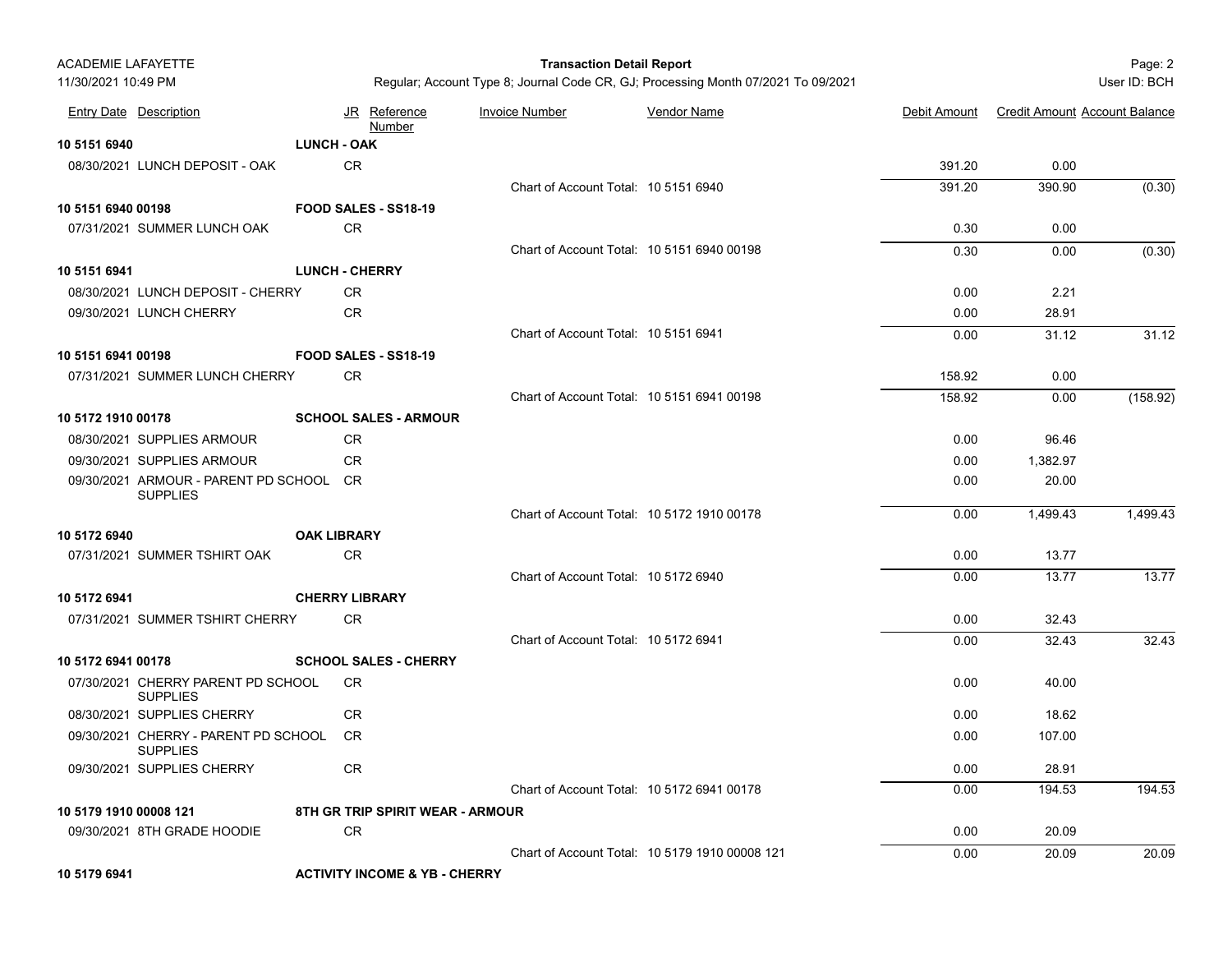ACADEMIE LAFAYETTE

**Transaction Detail Report**

Regular; Account Type 8; Journal Code CR, GJ; Processing Month 07/2021 To 09/2021

11/30/2021 10:49 PM — User ID: BCH

| Entry Date | Description | JR | Reference Number | Invoice Number | Vendor Name | Debit Amount | Credit Amount | Account Balance |
|---|---|---|---|---|---|---|---|---|
| **10 5151 6940** | | **LUNCH - OAK** | | | | | | |
| 08/30/2021 | LUNCH DEPOSIT - OAK | CR | | | | 391.20 | 0.00 | |
| | | | | Chart of Account Total: | 10 5151 6940 | 391.20 | 390.90 | (0.30) |
| **10 5151 6940 00198** | | **FOOD SALES - SS18-19** | | | | | | |
| 07/31/2021 | SUMMER LUNCH OAK | CR | | | | 0.30 | 0.00 | |
| | | | | Chart of Account Total: | 10 5151 6940 00198 | 0.30 | 0.00 | (0.30) |
| **10 5151 6941** | | **LUNCH - CHERRY** | | | | | | |
| 08/30/2021 | LUNCH DEPOSIT - CHERRY | CR | | | | 0.00 | 2.21 | |
| 09/30/2021 | LUNCH CHERRY | CR | | | | 0.00 | 28.91 | |
| | | | | Chart of Account Total: | 10 5151 6941 | 0.00 | 31.12 | 31.12 |
| **10 5151 6941 00198** | | **FOOD SALES - SS18-19** | | | | | | |
| 07/31/2021 | SUMMER LUNCH CHERRY | CR | | | | 158.92 | 0.00 | |
| | | | | Chart of Account Total: | 10 5151 6941 00198 | 158.92 | 0.00 | (158.92) |
| **10 5172 1910 00178** | | **SCHOOL SALES - ARMOUR** | | | | | | |
| 08/30/2021 | SUPPLIES ARMOUR | CR | | | | 0.00 | 96.46 | |
| 09/30/2021 | SUPPLIES ARMOUR | CR | | | | 0.00 | 1,382.97 | |
| 09/30/2021 | ARMOUR - PARENT PD SCHOOL SUPPLIES | CR | | | | 0.00 | 20.00 | |
| | | | | Chart of Account Total: | 10 5172 1910 00178 | 0.00 | 1,499.43 | 1,499.43 |
| **10 5172 6940** | | **OAK LIBRARY** | | | | | | |
| 07/31/2021 | SUMMER TSHIRT OAK | CR | | | | 0.00 | 13.77 | |
| | | | | Chart of Account Total: | 10 5172 6940 | 0.00 | 13.77 | 13.77 |
| **10 5172 6941** | | **CHERRY LIBRARY** | | | | | | |
| 07/31/2021 | SUMMER TSHIRT CHERRY | CR | | | | 0.00 | 32.43 | |
| | | | | Chart of Account Total: | 10 5172 6941 | 0.00 | 32.43 | 32.43 |
| **10 5172 6941 00178** | | **SCHOOL SALES - CHERRY** | | | | | | |
| 07/30/2021 | CHERRY PARENT PD SCHOOL SUPPLIES | CR | | | | 0.00 | 40.00 | |
| 08/30/2021 | SUPPLIES CHERRY | CR | | | | 0.00 | 18.62 | |
| 09/30/2021 | CHERRY - PARENT PD SCHOOL SUPPLIES | CR | | | | 0.00 | 107.00 | |
| 09/30/2021 | SUPPLIES CHERRY | CR | | | | 0.00 | 28.91 | |
| | | | | Chart of Account Total: | 10 5172 6941 00178 | 0.00 | 194.53 | 194.53 |
| **10 5179 1910 00008 121** | | **8TH GR TRIP SPIRIT WEAR - ARMOUR** | | | | | | |
| 09/30/2021 | 8TH GRADE HOODIE | CR | | | | 0.00 | 20.09 | |
| | | | | Chart of Account Total: | 10 5179 1910 00008 121 | 0.00 | 20.09 | 20.09 |
| **10 5179 6941** | | **ACTIVITY INCOME & YB - CHERRY** | | | | | | |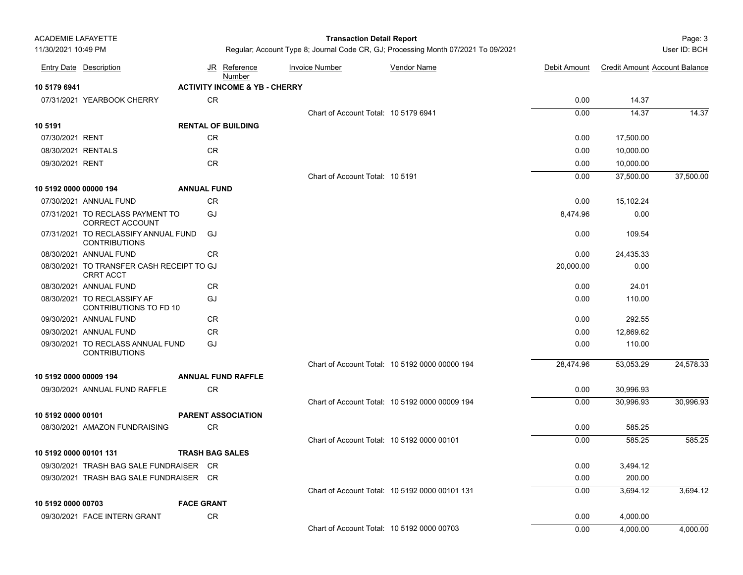ACADEMIE LAFAYETTE

11/30/2021 10:49 PM

**Transaction Detail Report**

Regular; Account Type 8; Journal Code CR, GJ; Processing Month 07/2021 To 09/2021

User ID: BCH

| Entry Date | Description | JR | Reference Number | Invoice Number | Vendor Name | Debit Amount | Credit Amount | Account Balance |
|---|---|---|---|---|---|---|---|---|
| **10 5179 6941** | | **ACTIVITY INCOME & YB - CHERRY** | | | | | | |
| 07/31/2021 | YEARBOOK CHERRY | CR | | | | 0.00 | 14.37 | |
| | | | | Chart of Account Total: | 10 5179 6941 | 0.00 | 14.37 | 14.37 |
| **10 5191** | | **RENTAL OF BUILDING** | | | | | | |
| 07/30/2021 | RENT | CR | | | | 0.00 | 17,500.00 | |
| 08/30/2021 | RENTALS | CR | | | | 0.00 | 10,000.00 | |
| 09/30/2021 | RENT | CR | | | | 0.00 | 10,000.00 | |
| | | | | Chart of Account Total: | 10 5191 | 0.00 | 37,500.00 | 37,500.00 |
| **10 5192 0000 00000 194** | | **ANNUAL FUND** | | | | | | |
| 07/30/2021 | ANNUAL FUND | CR | | | | 0.00 | 15,102.24 | |
| 07/31/2021 | TO RECLASS PAYMENT TO CORRECT ACCOUNT | GJ | | | | 8,474.96 | 0.00 | |
| 07/31/2021 | TO RECLASSIFY ANNUAL FUND CONTRIBUTIONS | GJ | | | | 0.00 | 109.54 | |
| 08/30/2021 | ANNUAL FUND | CR | | | | 0.00 | 24,435.33 | |
| 08/30/2021 | TO TRANSFER CASH RECEIPT TO CRRT ACCT | GJ | | | | 20,000.00 | 0.00 | |
| 08/30/2021 | ANNUAL FUND | CR | | | | 0.00 | 24.01 | |
| 08/30/2021 | TO RECLASSIFY AF CONTRIBUTIONS TO FD 10 | GJ | | | | 0.00 | 110.00 | |
| 09/30/2021 | ANNUAL FUND | CR | | | | 0.00 | 292.55 | |
| 09/30/2021 | ANNUAL FUND | CR | | | | 0.00 | 12,869.62 | |
| 09/30/2021 | TO RECLASS ANNUAL FUND CONTRIBUTIONS | GJ | | | | 0.00 | 110.00 | |
| | | | | Chart of Account Total: | 10 5192 0000 00000 194 | 28,474.96 | 53,053.29 | 24,578.33 |
| **10 5192 0000 00009 194** | | **ANNUAL FUND RAFFLE** | | | | | | |
| 09/30/2021 | ANNUAL FUND RAFFLE | CR | | | | 0.00 | 30,996.93 | |
| | | | | Chart of Account Total: | 10 5192 0000 00009 194 | 0.00 | 30,996.93 | 30,996.93 |
| **10 5192 0000 00101** | | **PARENT ASSOCIATION** | | | | | | |
| 08/30/2021 | AMAZON FUNDRAISING | CR | | | | 0.00 | 585.25 | |
| | | | | Chart of Account Total: | 10 5192 0000 00101 | 0.00 | 585.25 | 585.25 |
| **10 5192 0000 00101 131** | | **TRASH BAG SALES** | | | | | | |
| 09/30/2021 | TRASH BAG SALE FUNDRAISER | CR | | | | 0.00 | 3,494.12 | |
| 09/30/2021 | TRASH BAG SALE FUNDRAISER | CR | | | | 0.00 | 200.00 | |
| | | | | Chart of Account Total: | 10 5192 0000 00101 131 | 0.00 | 3,694.12 | 3,694.12 |
| **10 5192 0000 00703** | | **FACE GRANT** | | | | | | |
| 09/30/2021 | FACE INTERN GRANT | CR | | | | 0.00 | 4,000.00 | |
| | | | | Chart of Account Total: | 10 5192 0000 00703 | 0.00 | 4,000.00 | 4,000.00 |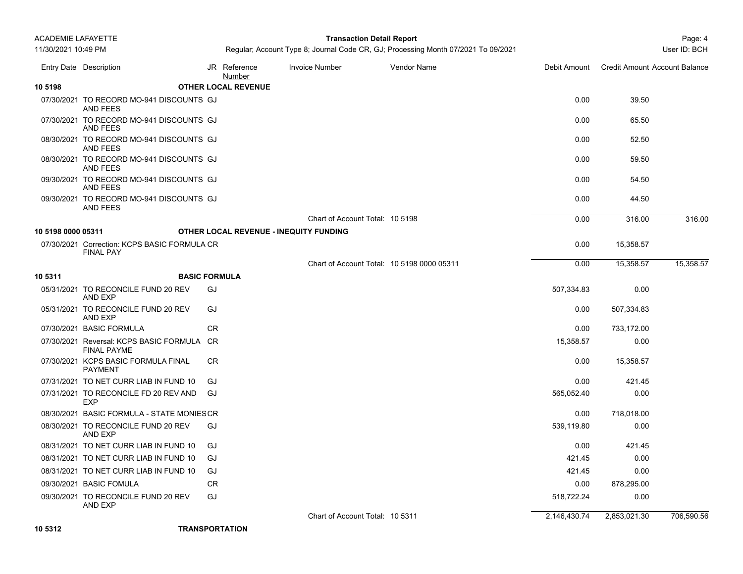ACADEMIE LAFAYETTE

11/30/2021 10:49 PM

**Transaction Detail Report**

Regular; Account Type 8; Journal Code CR, GJ; Processing Month 07/2021 To 09/2021

User ID: BCH

| Entry Date | Description | JR | Reference Number | Invoice Number | Vendor Name | Debit Amount | Credit Amount | Account Balance |
|---|---|---|---|---|---|---|---|---|
| **10 5198** | | **OTHER LOCAL REVENUE** | | | | | | |
| 07/30/2021 | TO RECORD MO-941 DISCOUNTS AND FEES | GJ | | | | 0.00 | 39.50 | |
| 07/30/2021 | TO RECORD MO-941 DISCOUNTS AND FEES | GJ | | | | 0.00 | 65.50 | |
| 08/30/2021 | TO RECORD MO-941 DISCOUNTS AND FEES | GJ | | | | 0.00 | 52.50 | |
| 08/30/2021 | TO RECORD MO-941 DISCOUNTS AND FEES | GJ | | | | 0.00 | 59.50 | |
| 09/30/2021 | TO RECORD MO-941 DISCOUNTS AND FEES | GJ | | | | 0.00 | 54.50 | |
| 09/30/2021 | TO RECORD MO-941 DISCOUNTS AND FEES | GJ | | | | 0.00 | 44.50 | |
| | | | | Chart of Account Total: 10 5198 | | 0.00 | 316.00 | 316.00 |
| **10 5198 0000 05311** | | **OTHER LOCAL REVENUE - INEQUITY FUNDING** | | | | | | |
| 07/30/2021 | Correction: KCPS BASIC FORMULA FINAL PAY | CR | | | | 0.00 | 15,358.57 | |
| | | | | Chart of Account Total: 10 5198 0000 05311 | | 0.00 | 15,358.57 | 15,358.57 |
| **10 5311** | | **BASIC FORMULA** | | | | | | |
| 05/31/2021 | TO RECONCILE FUND 20 REV AND EXP | GJ | | | | 507,334.83 | 0.00 | |
| 05/31/2021 | TO RECONCILE FUND 20 REV AND EXP | GJ | | | | 0.00 | 507,334.83 | |
| 07/30/2021 | BASIC FORMULA | CR | | | | 0.00 | 733,172.00 | |
| 07/30/2021 | Reversal: KCPS BASIC FORMULA FINAL PAYME | CR | | | | 15,358.57 | 0.00 | |
| 07/30/2021 | KCPS BASIC FORMULA FINAL PAYMENT | CR | | | | 0.00 | 15,358.57 | |
| 07/31/2021 | TO NET CURR LIAB IN FUND 10 | GJ | | | | 0.00 | 421.45 | |
| 07/31/2021 | TO RECONCILE FD 20 REV AND EXP | GJ | | | | 565,052.40 | 0.00 | |
| 08/30/2021 | BASIC FORMULA - STATE MONIES | CR | | | | 0.00 | 718,018.00 | |
| 08/30/2021 | TO RECONCILE FUND 20 REV AND EXP | GJ | | | | 539,119.80 | 0.00 | |
| 08/31/2021 | TO NET CURR LIAB IN FUND 10 | GJ | | | | 0.00 | 421.45 | |
| 08/31/2021 | TO NET CURR LIAB IN FUND 10 | GJ | | | | 421.45 | 0.00 | |
| 08/31/2021 | TO NET CURR LIAB IN FUND 10 | GJ | | | | 421.45 | 0.00 | |
| 09/30/2021 | BASIC FOMULA | CR | | | | 0.00 | 878,295.00 | |
| 09/30/2021 | TO RECONCILE FUND 20 REV AND EXP | GJ | | | | 518,722.24 | 0.00 | |
| | | | | Chart of Account Total: 10 5311 | | 2,146,430.74 | 2,853,021.30 | 706,590.56 |
| **10 5312** | | **TRANSPORTATION** | | | | | | |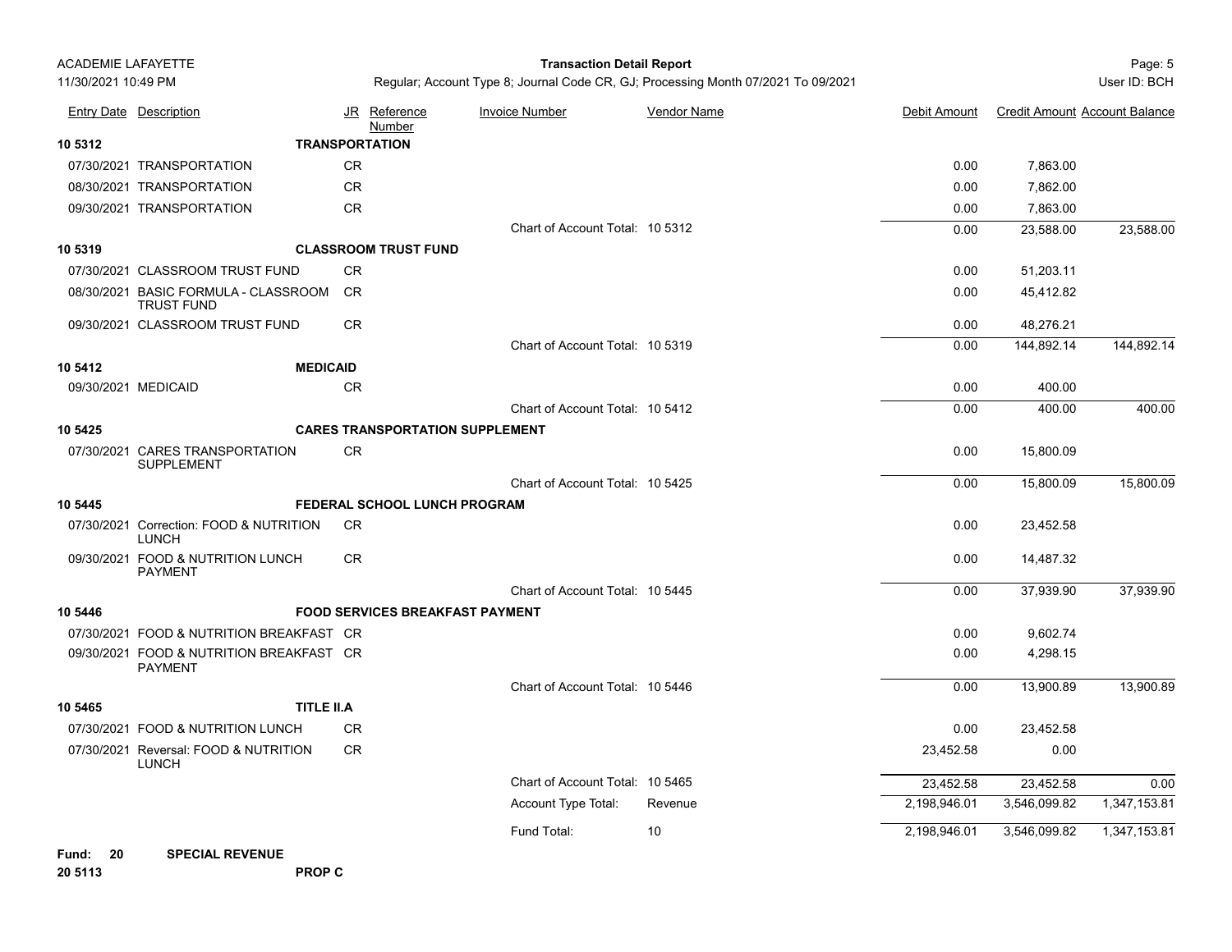| Entry Date | Description | JR | Reference Number | Invoice Number | Vendor Name | Debit Amount | Credit Amount | Account Balance |
|---|---|---|---|---|---|---|---|---|
| **10 5312** | | **TRANSPORTATION** | | | | | | |
| 07/30/2021 | TRANSPORTATION | CR | | | | 0.00 | 7,863.00 | |
| 08/30/2021 | TRANSPORTATION | CR | | | | 0.00 | 7,862.00 | |
| 09/30/2021 | TRANSPORTATION | CR | | | | 0.00 | 7,863.00 | |
| | | | | Chart of Account Total: | 10 5312 | 0.00 | 23,588.00 | 23,588.00 |
| **10 5319** | | **CLASSROOM TRUST FUND** | | | | | | |
| 07/30/2021 | CLASSROOM TRUST FUND | CR | | | | 0.00 | 51,203.11 | |
| 08/30/2021 | BASIC FORMULA - CLASSROOM TRUST FUND | CR | | | | 0.00 | 45,412.82 | |
| 09/30/2021 | CLASSROOM TRUST FUND | CR | | | | 0.00 | 48,276.21 | |
| | | | | Chart of Account Total: | 10 5319 | 0.00 | 144,892.14 | 144,892.14 |
| **10 5412** | | **MEDICAID** | | | | | | |
| 09/30/2021 | MEDICAID | CR | | | | 0.00 | 400.00 | |
| | | | | Chart of Account Total: | 10 5412 | 0.00 | 400.00 | 400.00 |
| **10 5425** | | **CARES TRANSPORTATION SUPPLEMENT** | | | | | | |
| 07/30/2021 | CARES TRANSPORTATION SUPPLEMENT | CR | | | | 0.00 | 15,800.09 | |
| | | | | Chart of Account Total: | 10 5425 | 0.00 | 15,800.09 | 15,800.09 |
| **10 5445** | | **FEDERAL SCHOOL LUNCH PROGRAM** | | | | | | |
| 07/30/2021 | Correction: FOOD & NUTRITION LUNCH | CR | | | | 0.00 | 23,452.58 | |
| 09/30/2021 | FOOD & NUTRITION LUNCH PAYMENT | CR | | | | 0.00 | 14,487.32 | |
| | | | | Chart of Account Total: | 10 5445 | 0.00 | 37,939.90 | 37,939.90 |
| **10 5446** | | **FOOD SERVICES BREAKFAST PAYMENT** | | | | | | |
| 07/30/2021 | FOOD & NUTRITION BREAKFAST | CR | | | | 0.00 | 9,602.74 | |
| 09/30/2021 | FOOD & NUTRITION BREAKFAST PAYMENT | CR | | | | 0.00 | 4,298.15 | |
| | | | | Chart of Account Total: | 10 5446 | 0.00 | 13,900.89 | 13,900.89 |
| **10 5465** | | **TITLE II.A** | | | | | | |
| 07/30/2021 | FOOD & NUTRITION LUNCH | CR | | | | 0.00 | 23,452.58 | |
| 07/30/2021 | Reversal: FOOD & NUTRITION LUNCH | CR | | | | 23,452.58 | 0.00 | |
| | | | | Chart of Account Total: | 10 5465 | 23,452.58 | 23,452.58 | 0.00 |
| | | | | Account Type Total: | Revenue | 2,198,946.01 | 3,546,099.82 | 1,347,153.81 |
| | | | | Fund Total: | 10 | 2,198,946.01 | 3,546,099.82 | 1,347,153.81 |

**Fund: 20 SPECIAL REVENUE**

**20 5113 PROP C**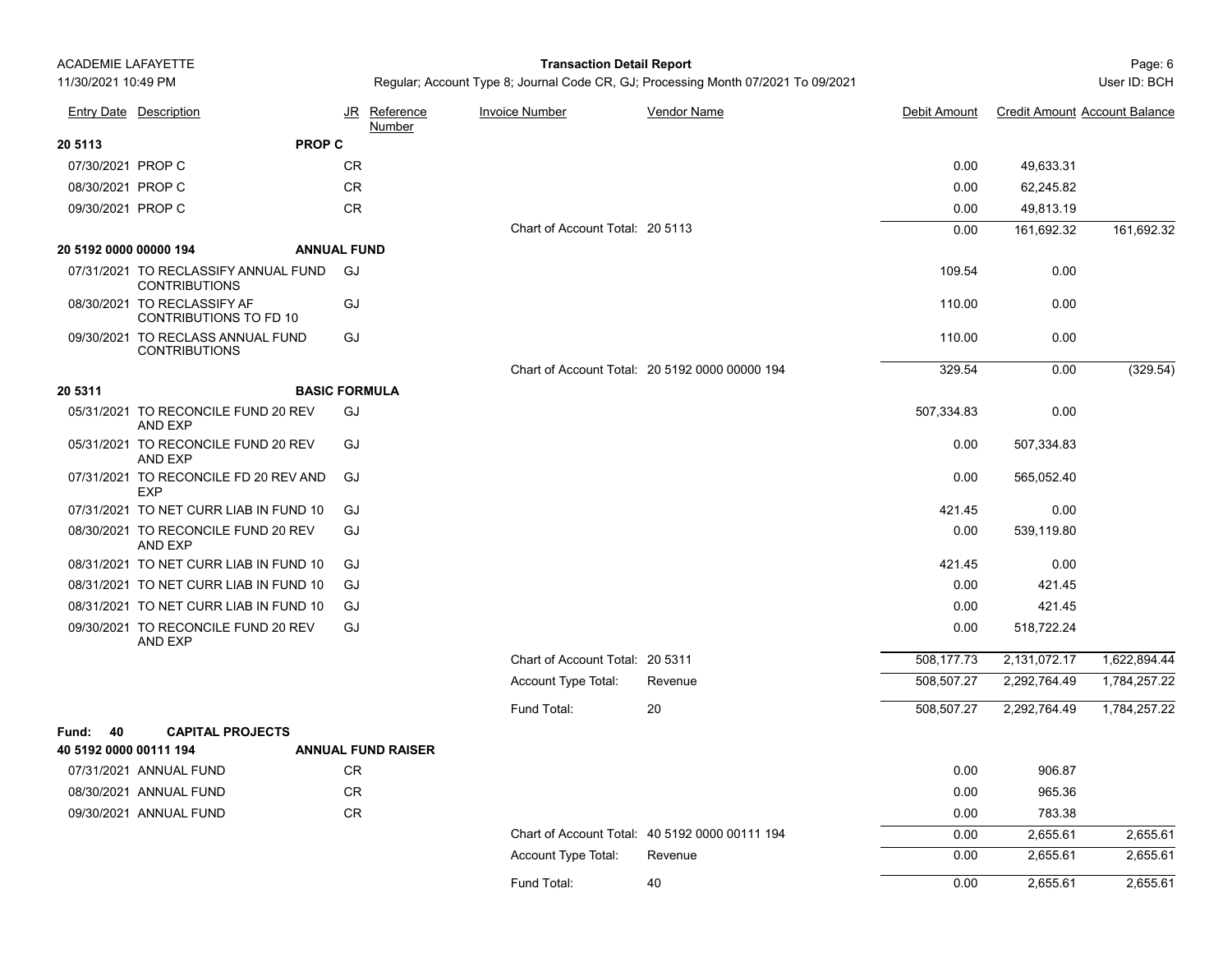ACADEMIE LAFAYETTE

11/30/2021 10:49 PM

**Transaction Detail Report**

Regular; Account Type 8; Journal Code CR, GJ; Processing Month 07/2021 To 09/2021

User ID: BCH

| Entry Date | Description | JR | Reference Number | Invoice Number | Vendor Name | Debit Amount | Credit Amount | Account Balance |
|---|---|---|---|---|---|---|---|---|
| **20 5113** | **PROP C** | | | | | | | |
| 07/30/2021 | PROP C | CR | | | | 0.00 | 49,633.31 | |
| 08/30/2021 | PROP C | CR | | | | 0.00 | 62,245.82 | |
| 09/30/2021 | PROP C | CR | | | | 0.00 | 49,813.19 | |
| | | | | Chart of Account Total: | 20 5113 | 0.00 | 161,692.32 | 161,692.32 |
| **20 5192 0000 00000 194** | **ANNUAL FUND** | | | | | | | |
| 07/31/2021 | TO RECLASSIFY ANNUAL FUND CONTRIBUTIONS | GJ | | | | 109.54 | 0.00 | |
| 08/30/2021 | TO RECLASSIFY AF CONTRIBUTIONS TO FD 10 | GJ | | | | 110.00 | 0.00 | |
| 09/30/2021 | TO RECLASS ANNUAL FUND CONTRIBUTIONS | GJ | | | | 110.00 | 0.00 | |
| | | | | Chart of Account Total: | 20 5192 0000 00000 194 | 329.54 | 0.00 | (329.54) |
| **20 5311** | **BASIC FORMULA** | | | | | | | |
| 05/31/2021 | TO RECONCILE FUND 20 REV AND EXP | GJ | | | | 507,334.83 | 0.00 | |
| 05/31/2021 | TO RECONCILE FUND 20 REV AND EXP | GJ | | | | 0.00 | 507,334.83 | |
| 07/31/2021 | TO RECONCILE FD 20 REV AND EXP | GJ | | | | 0.00 | 565,052.40 | |
| 07/31/2021 | TO NET CURR LIAB IN FUND 10 | GJ | | | | 421.45 | 0.00 | |
| 08/30/2021 | TO RECONCILE FUND 20 REV AND EXP | GJ | | | | 0.00 | 539,119.80 | |
| 08/31/2021 | TO NET CURR LIAB IN FUND 10 | GJ | | | | 421.45 | 0.00 | |
| 08/31/2021 | TO NET CURR LIAB IN FUND 10 | GJ | | | | 0.00 | 421.45 | |
| 08/31/2021 | TO NET CURR LIAB IN FUND 10 | GJ | | | | 0.00 | 421.45 | |
| 09/30/2021 | TO RECONCILE FUND 20 REV AND EXP | GJ | | | | 0.00 | 518,722.24 | |
| | | | | Chart of Account Total: | 20 5311 | 508,177.73 | 2,131,072.17 | 1,622,894.44 |
| | | | | Account Type Total: | Revenue | 508,507.27 | 2,292,764.49 | 1,784,257.22 |
| | | | | Fund Total: | 20 | 508,507.27 | 2,292,764.49 | 1,784,257.22 |
| **Fund: 40** | **CAPITAL PROJECTS** | | | | | | | |
| **40 5192 0000 00111 194** | **ANNUAL FUND RAISER** | | | | | | | |
| 07/31/2021 | ANNUAL FUND | CR | | | | 0.00 | 906.87 | |
| 08/30/2021 | ANNUAL FUND | CR | | | | 0.00 | 965.36 | |
| 09/30/2021 | ANNUAL FUND | CR | | | | 0.00 | 783.38 | |
| | | | | Chart of Account Total: | 40 5192 0000 00111 194 | 0.00 | 2,655.61 | 2,655.61 |
| | | | | Account Type Total: | Revenue | 0.00 | 2,655.61 | 2,655.61 |
| | | | | Fund Total: | 40 | 0.00 | 2,655.61 | 2,655.61 |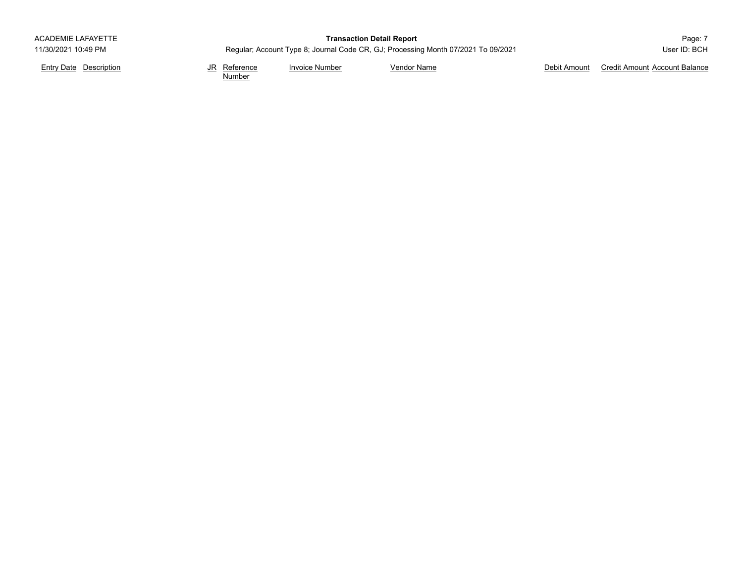| Entry Date | Description | JR | Reference Number | Invoice Number | Vendor Name | Debit Amount | Credit Amount | Account Balance |
|---|---|---|---|---|---|---|---|---|